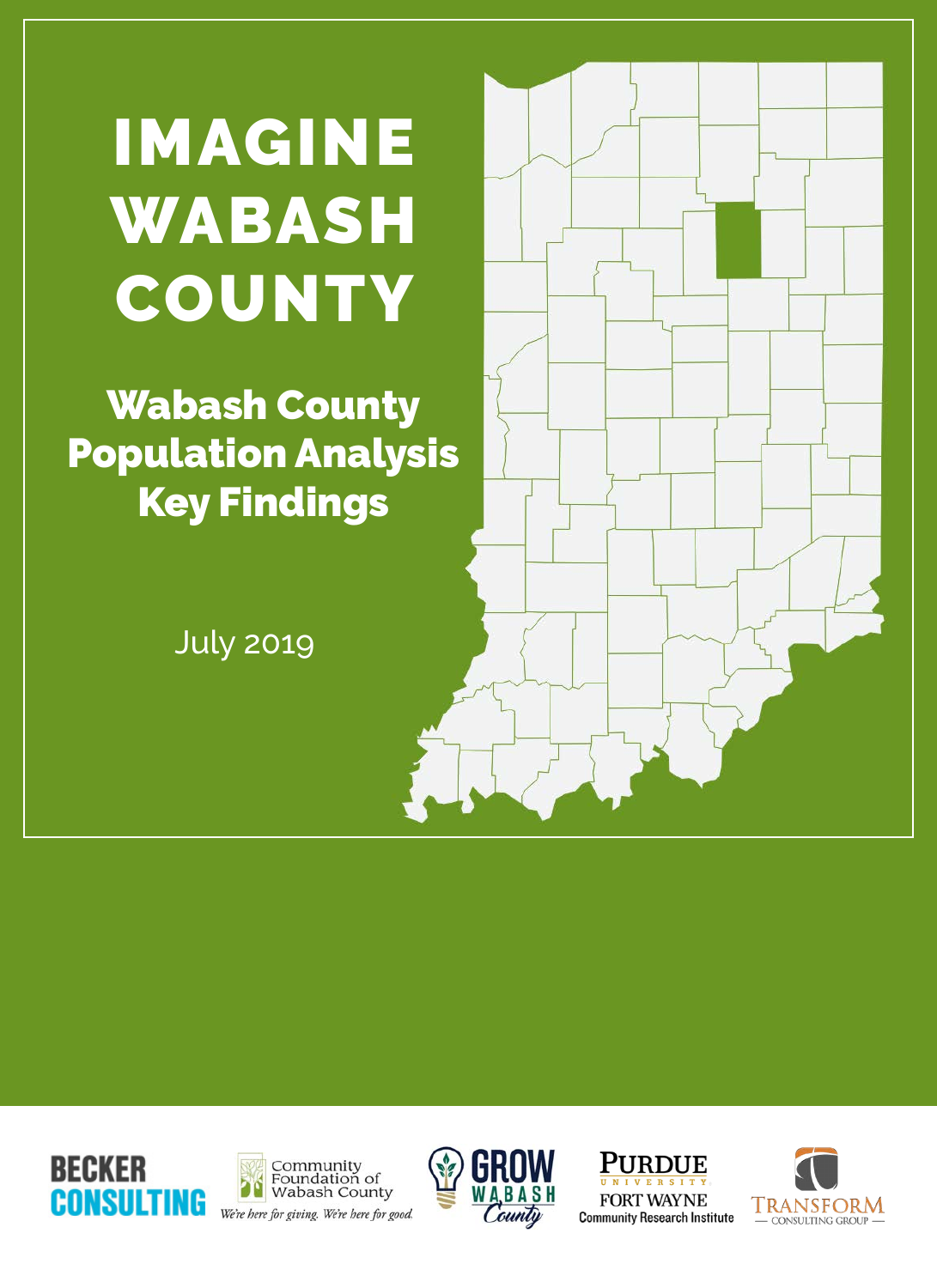# IMAGINE WABASH COUNTY

## Wabash County Population Analysis Key Findings

July 2019

BECKER CONSULTING

Community Foundation of Wabash County
*We're here for giving. We're here for good.*

GROW WABASH County

PURDUE UNIVERSITY FORT WAYNE Community Research Institute

TRANSFORM — CONSULTING GROUP —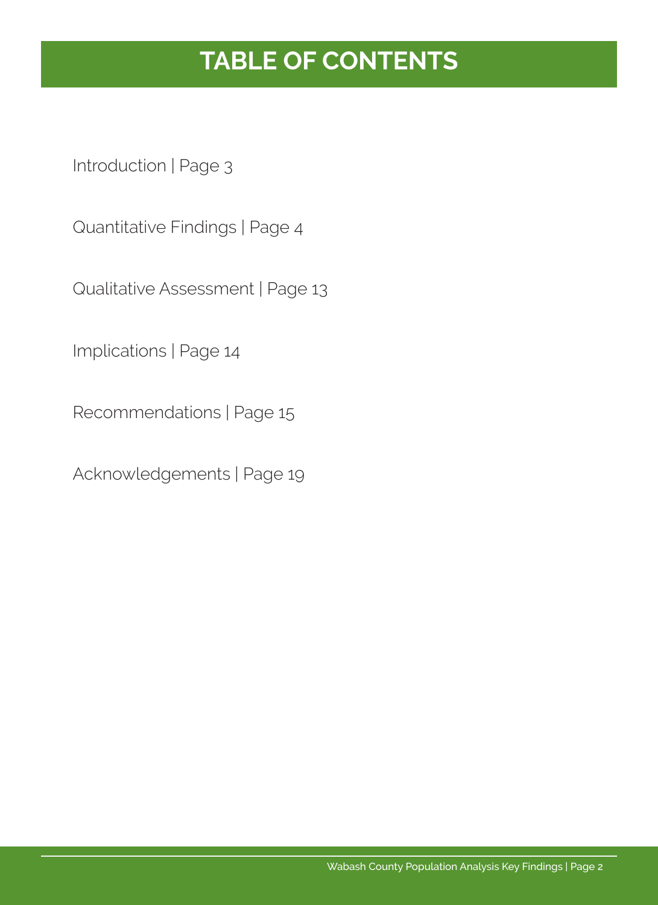# TABLE OF CONTENTS

Introduction | Page 3

Quantitative Findings | Page 4

Qualitative Assessment | Page 13

Implications | Page 14

Recommendations | Page 15

Acknowledgements | Page 19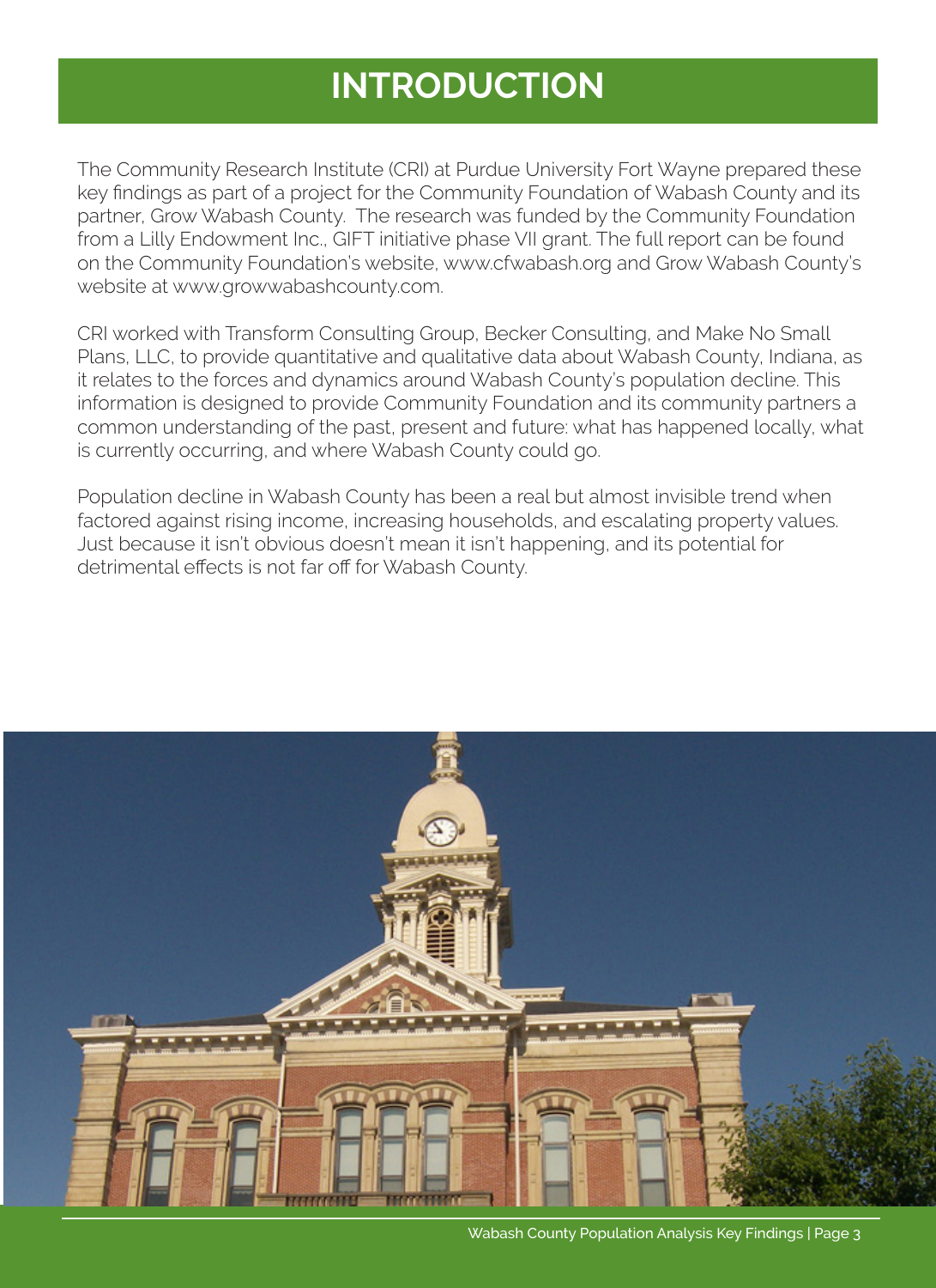# INTRODUCTION

The Community Research Institute (CRI) at Purdue University Fort Wayne prepared these key findings as part of a project for the Community Foundation of Wabash County and its partner, Grow Wabash County. The research was funded by the Community Foundation from a Lilly Endowment Inc., GIFT initiative phase VII grant. The full report can be found on the Community Foundation's website, www.cfwabash.org and Grow Wabash County's website at www.growwabashcounty.com.

CRI worked with Transform Consulting Group, Becker Consulting, and Make No Small Plans, LLC, to provide quantitative and qualitative data about Wabash County, Indiana, as it relates to the forces and dynamics around Wabash County's population decline. This information is designed to provide Community Foundation and its community partners a common understanding of the past, present and future: what has happened locally, what is currently occurring, and where Wabash County could go.

Population decline in Wabash County has been a real but almost invisible trend when factored against rising income, increasing households, and escalating property values. Just because it isn't obvious doesn't mean it isn't happening, and its potential for detrimental effects is not far off for Wabash County.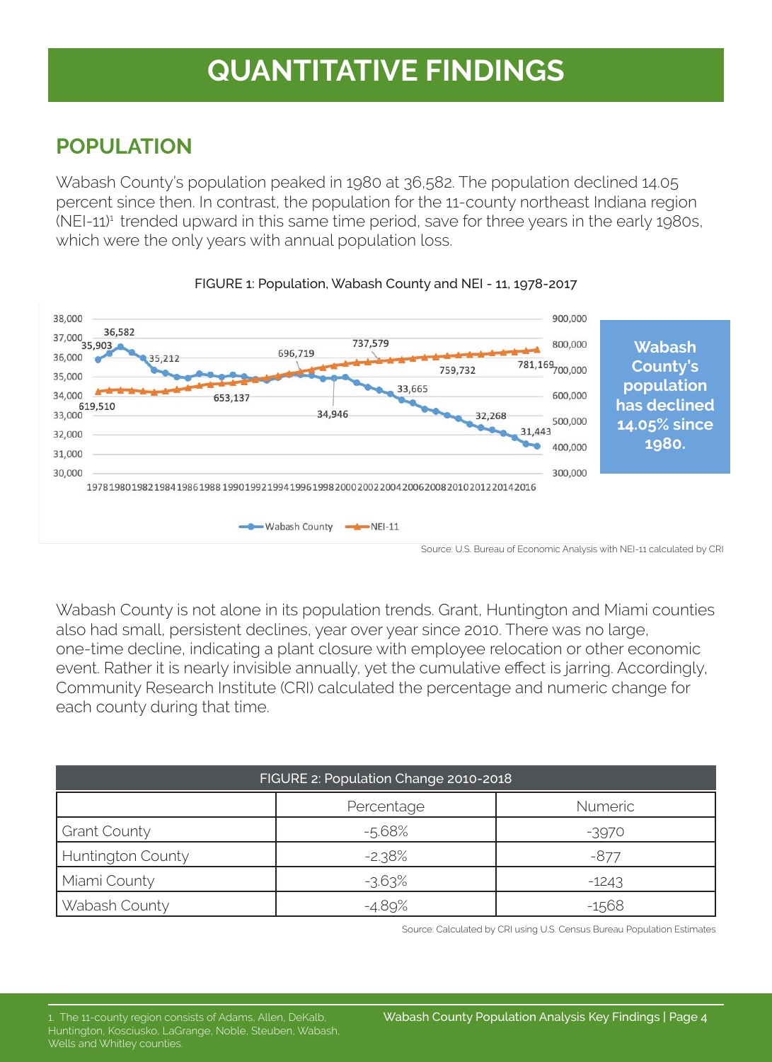# QUANTITATIVE FINDINGS

## POPULATION

Wabash County's population peaked in 1980 at 36,582. The population declined 14.05 percent since then. In contrast, the population for the 11-county northeast Indiana region (NEI-11)[1] trended upward in this same time period, save for three years in the early 1980s, which were the only years with annual population loss.

FIGURE 1: Population, Wabash County and NEI - 11, 1978-2017

**Wabash County's population has declined 14.05% since 1980.**

Source: U.S. Bureau of Economic Analysis with NEI-11 calculated by CRI

Wabash County is not alone in its population trends. Grant, Huntington and Miami counties also had small, persistent declines, year over year since 2010. There was no large, one-time decline, indicating a plant closure with employee relocation or other economic event. Rather it is nearly invisible annually, yet the cumulative effect is jarring. Accordingly, Community Research Institute (CRI) calculated the percentage and numeric change for each county during that time.

FIGURE 2: Population Change 2010-2018

| | Percentage | Numeric |
|---|---|---|
| Grant County | -5.68% | -3970 |
| Huntington County | -2.38% | -877 |
| Miami County | -3.63% | -1243 |
| Wabash County | -4.89% | -1568 |

Source: Calculated by CRI using U.S. Census Bureau Population Estimates

1. The 11-county region consists of Adams, Allen, DeKalb, Huntington, Kosciusko, LaGrange, Noble, Steuben, Wabash, Wells and Whitley counties.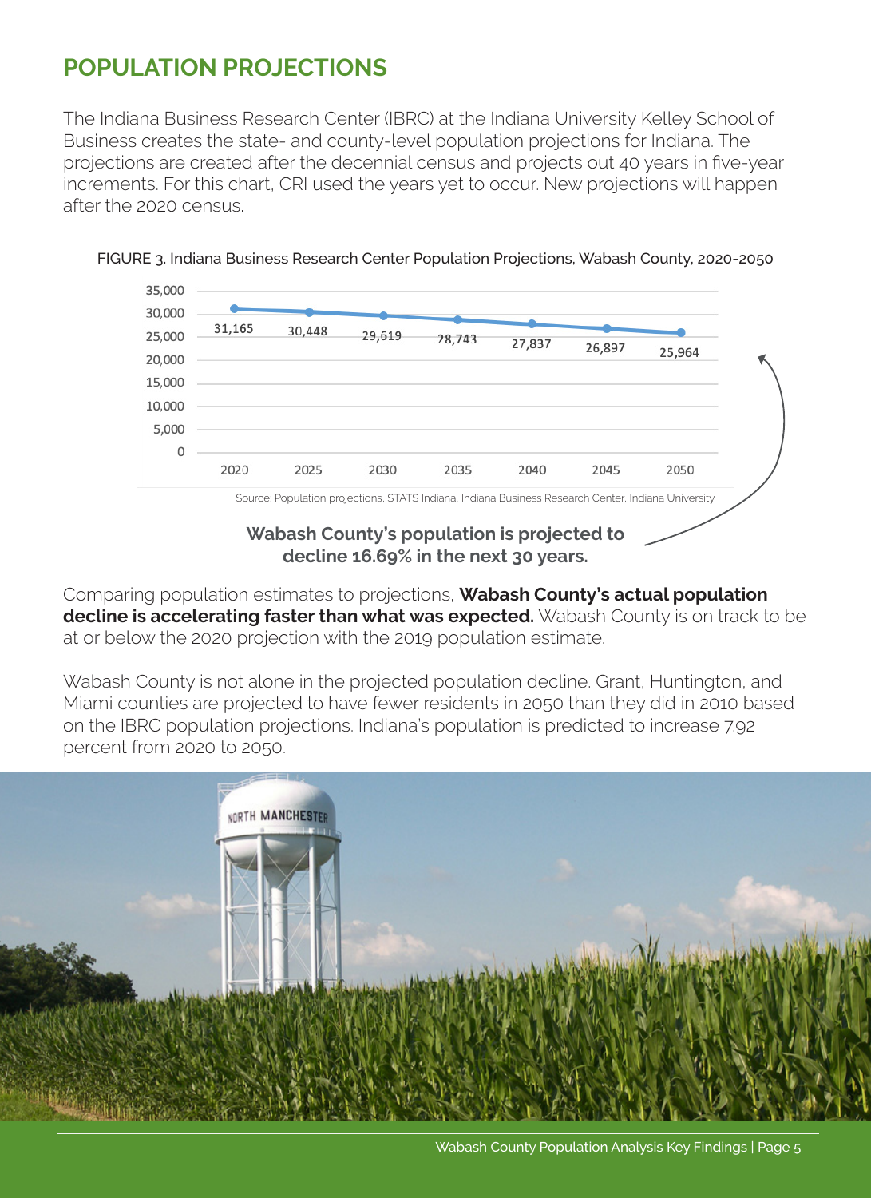## POPULATION PROJECTIONS

The Indiana Business Research Center (IBRC) at the Indiana University Kelley School of Business creates the state- and county-level population projections for Indiana. The projections are created after the decennial census and projects out 40 years in five-year increments. For this chart, CRI used the years yet to occur. New projections will happen after the 2020 census.

FIGURE 3. Indiana Business Research Center Population Projections, Wabash County, 2020-2050

| Year | Population |
|---|---|
| 2020 | 31,165 |
| 2025 | 30,448 |
| 2030 | 29,619 |
| 2035 | 28,743 |
| 2040 | 27,837 |
| 2045 | 26,897 |
| 2050 | 25,964 |

Source: Population projections, STATS Indiana, Indiana Business Research Center, Indiana University

**Wabash County's population is projected to decline 16.69% in the next 30 years.**

Comparing population estimates to projections, **Wabash County's actual population decline is accelerating faster than what was expected.** Wabash County is on track to be at or below the 2020 projection with the 2019 population estimate.

Wabash County is not alone in the projected population decline. Grant, Huntington, and Miami counties are projected to have fewer residents in 2050 than they did in 2010 based on the IBRC population projections. Indiana's population is predicted to increase 7.92 percent from 2020 to 2050.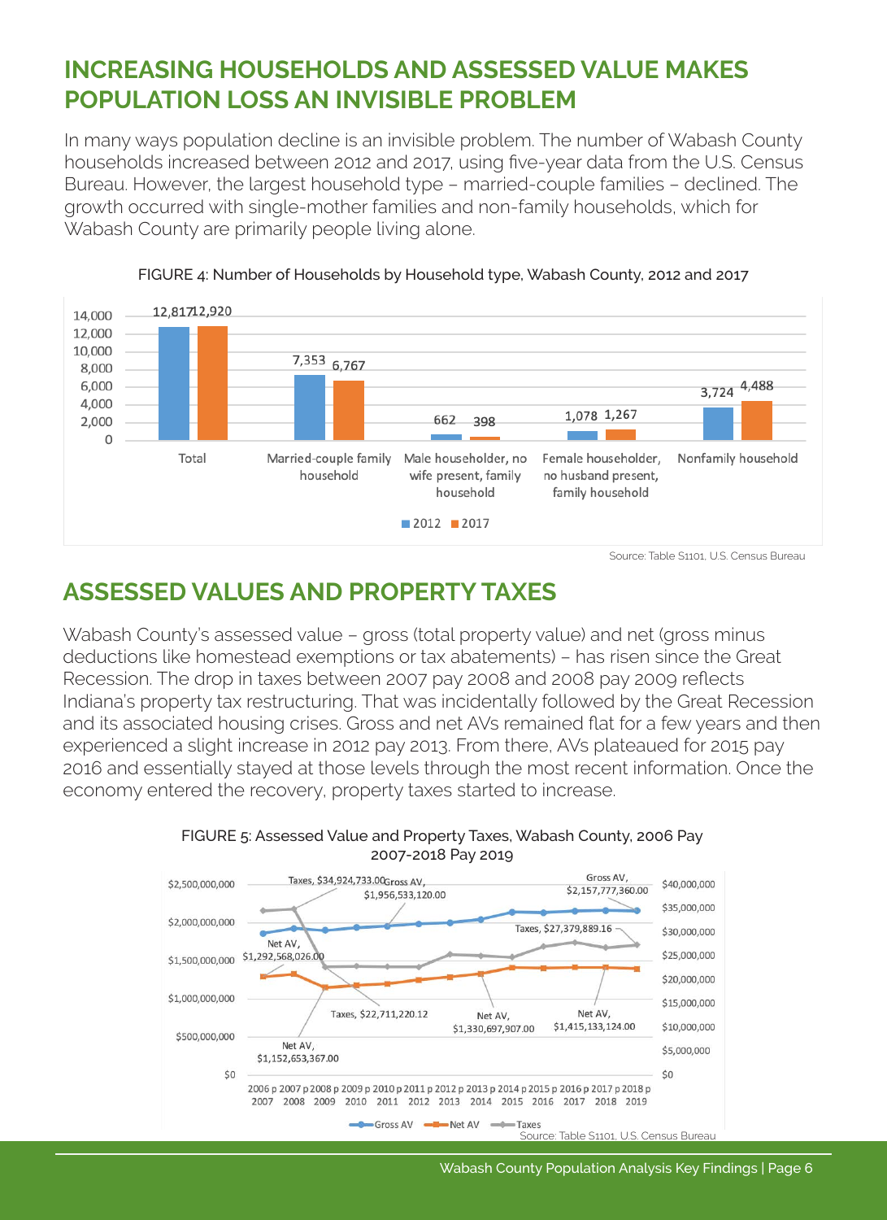## INCREASING HOUSEHOLDS AND ASSESSED VALUE MAKES POPULATION LOSS AN INVISIBLE PROBLEM

In many ways population decline is an invisible problem. The number of Wabash County households increased between 2012 and 2017, using five-year data from the U.S. Census Bureau. However, the largest household type – married-couple families – declined. The growth occurred with single-mother families and non-family households, which for Wabash County are primarily people living alone.

FIGURE 4: Number of Households by Household type, Wabash County, 2012 and 2017

| Household type | 2012 | 2017 |
|---|---|---|
| Total | 12,817 | 12,920 |
| Married-couple family household | 7,353 | 6,767 |
| Male householder, no wife present, family household | 662 | 398 |
| Female householder, no husband present, family household | 1,078 | 1,267 |
| Nonfamily household | 3,724 | 4,488 |

Source: Table S1101, U.S. Census Bureau

## ASSESSED VALUES AND PROPERTY TAXES

Wabash County's assessed value – gross (total property value) and net (gross minus deductions like homestead exemptions or tax abatements) – has risen since the Great Recession. The drop in taxes between 2007 pay 2008 and 2008 pay 2009 reflects Indiana's property tax restructuring. That was incidentally followed by the Great Recession and its associated housing crises. Gross and net AVs remained flat for a few years and then experienced a slight increase in 2012 pay 2013. From there, AVs plateaued for 2015 pay 2016 and essentially stayed at those levels through the most recent information. Once the economy entered the recovery, property taxes started to increase.

FIGURE 5: Assessed Value and Property Taxes, Wabash County, 2006 Pay 2007-2018 Pay 2019

Labeled values: Taxes, $34,924,733.00; Gross AV, $1,956,533,120.00; Gross AV, $2,157,777,360.00; Net AV, $1,292,568,026.00; Taxes, $27,379,889.16; Taxes, $22,711,220.12; Net AV, $1,330,697,907.00; Net AV, $1,415,133,124.00; Net AV, $1,152,653,367.00

Source: Table S1101, U.S. Census Bureau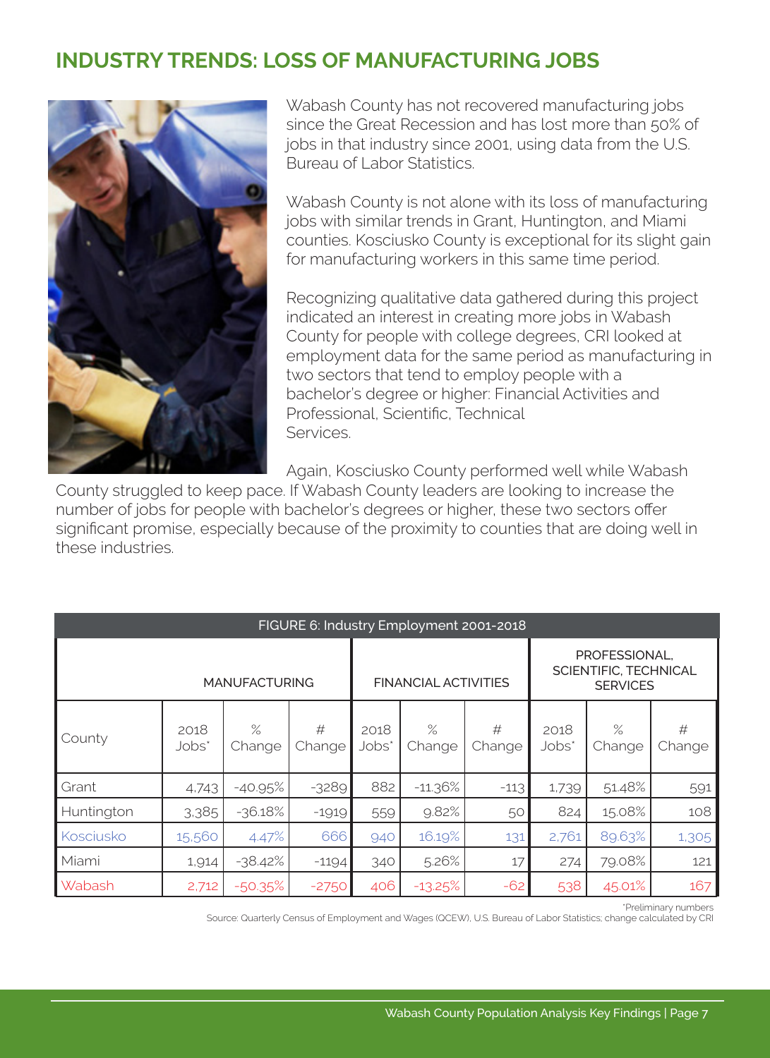## INDUSTRY TRENDS: LOSS OF MANUFACTURING JOBS

Wabash County has not recovered manufacturing jobs since the Great Recession and has lost more than 50% of jobs in that industry since 2001, using data from the U.S. Bureau of Labor Statistics.

Wabash County is not alone with its loss of manufacturing jobs with similar trends in Grant, Huntington, and Miami counties. Kosciusko County is exceptional for its slight gain for manufacturing workers in this same time period.

Recognizing qualitative data gathered during this project indicated an interest in creating more jobs in Wabash County for people with college degrees, CRI looked at employment data for the same period as manufacturing in two sectors that tend to employ people with a bachelor's degree or higher: Financial Activities and Professional, Scientific, Technical Services.

Again, Kosciusko County performed well while Wabash County struggled to keep pace. If Wabash County leaders are looking to increase the number of jobs for people with bachelor's degrees or higher, these two sectors offer significant promise, especially because of the proximity to counties that are doing well in these industries.

FIGURE 6: Industry Employment 2001-2018

| | MANUFACTURING | | | FINANCIAL ACTIVITIES | | | PROFESSIONAL, SCIENTIFIC, TECHNICAL SERVICES | | |
|---|---|---|---|---|---|---|---|---|---|
| County | 2018 Jobs* | % Change | # Change | 2018 Jobs* | % Change | # Change | 2018 Jobs* | % Change | # Change |
| Grant | 4,743 | -40.95% | -3289 | 882 | -11.36% | -113 | 1,739 | 51.48% | 591 |
| Huntington | 3,385 | -36.18% | -1919 | 559 | 9.82% | 50 | 824 | 15.08% | 108 |
| Kosciusko | 15,560 | 4.47% | 666 | 940 | 16.19% | 131 | 2,761 | 89.63% | 1,305 |
| Miami | 1,914 | -38.42% | -1194 | 340 | 5.26% | 17 | 274 | 79.08% | 121 |
| Wabash | 2,712 | -50.35% | -2750 | 406 | -13.25% | -62 | 538 | 45.01% | 167 |

*Preliminary numbers

Source: Quarterly Census of Employment and Wages (QCEW), U.S. Bureau of Labor Statistics; change calculated by CRI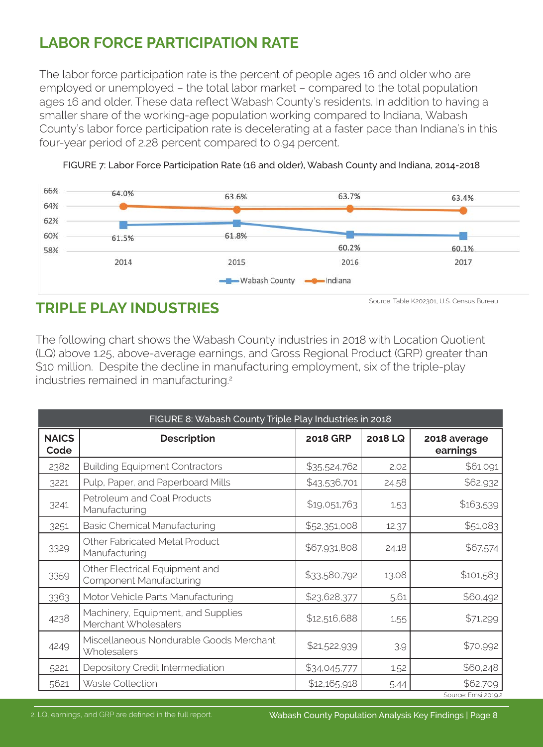## LABOR FORCE PARTICIPATION RATE

The labor force participation rate is the percent of people ages 16 and older who are employed or unemployed – the total labor market – compared to the total population ages 16 and older. These data reflect Wabash County's residents. In addition to having a smaller share of the working-age population working compared to Indiana, Wabash County's labor force participation rate is decelerating at a faster pace than Indiana's in this four-year period of 2.28 percent compared to 0.94 percent.

FIGURE 7: Labor Force Participation Rate (16 and older), Wabash County and Indiana, 2014-2018

| Year | Wabash County | Indiana |
|---|---|---|
| 2014 | 61.5% | 64.0% |
| 2015 | 61.8% | 63.6% |
| 2016 | 60.2% | 63.7% |
| 2017 | 60.1% | 63.4% |

Source: Table K202301, U.S. Census Bureau

## TRIPLE PLAY INDUSTRIES

The following chart shows the Wabash County industries in 2018 with Location Quotient (LQ) above 1.25, above-average earnings, and Gross Regional Product (GRP) greater than $10 million. Despite the decline in manufacturing employment, six of the triple-play industries remained in manufacturing.[2]

FIGURE 8: Wabash County Triple Play Industries in 2018

| NAICS Code | Description | 2018 GRP | 2018 LQ | 2018 average earnings |
|---|---|---|---|---|
| 2382 | Building Equipment Contractors | $35,524,762 | 2.02 | $61,091 |
| 3221 | Pulp, Paper, and Paperboard Mills | $43,536,701 | 24.58 | $62,932 |
| 3241 | Petroleum and Coal Products Manufacturing | $19,051,763 | 1.53 | $163,539 |
| 3251 | Basic Chemical Manufacturing | $52,351,008 | 12.37 | $51,083 |
| 3329 | Other Fabricated Metal Product Manufacturing | $67,931,808 | 24.18 | $67,574 |
| 3359 | Other Electrical Equipment and Component Manufacturing | $33,580,792 | 13.08 | $101,583 |
| 3363 | Motor Vehicle Parts Manufacturing | $23,628,377 | 5.61 | $60,492 |
| 4238 | Machinery, Equipment, and Supplies Merchant Wholesalers | $12,516,688 | 1.55 | $71,299 |
| 4249 | Miscellaneous Nondurable Goods Merchant Wholesalers | $21,522,939 | 3.9 | $70,992 |
| 5221 | Depository Credit Intermediation | $34,045,777 | 1.52 | $60,248 |
| 5621 | Waste Collection | $12,165,918 | 5.44 | $62,709 |

Source: Emsi 2019.2

2. LQ, earnings, and GRP are defined in the full report.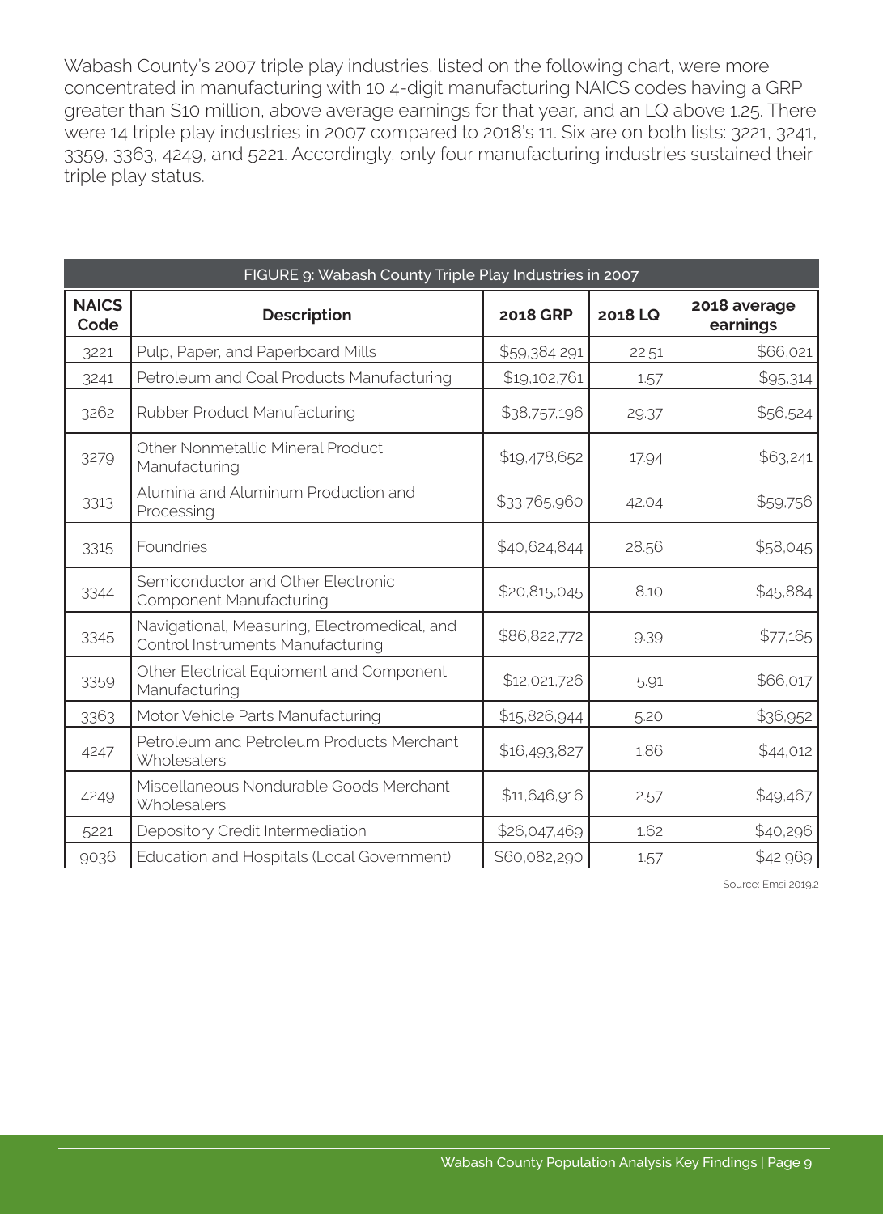Wabash County's 2007 triple play industries, listed on the following chart, were more concentrated in manufacturing with 10 4-digit manufacturing NAICS codes having a GRP greater than $10 million, above average earnings for that year, and an LQ above 1.25. There were 14 triple play industries in 2007 compared to 2018's 11. Six are on both lists: 3221, 3241, 3359, 3363, 4249, and 5221. Accordingly, only four manufacturing industries sustained their triple play status.

| FIGURE 9: Wabash County Triple Play Industries in 2007 | | | | |
|---|---|---|---|---|
| **NAICS Code** | **Description** | **2018 GRP** | **2018 LQ** | **2018 average earnings** |
| 3221 | Pulp, Paper, and Paperboard Mills | $59,384,291 | 22.51 | $66,021 |
| 3241 | Petroleum and Coal Products Manufacturing | $19,102,761 | 1.57 | $95,314 |
| 3262 | Rubber Product Manufacturing | $38,757,196 | 29.37 | $56,524 |
| 3279 | Other Nonmetallic Mineral Product Manufacturing | $19,478,652 | 17.94 | $63,241 |
| 3313 | Alumina and Aluminum Production and Processing | $33,765,960 | 42.04 | $59,756 |
| 3315 | Foundries | $40,624,844 | 28.56 | $58,045 |
| 3344 | Semiconductor and Other Electronic Component Manufacturing | $20,815,045 | 8.10 | $45,884 |
| 3345 | Navigational, Measuring, Electromedical, and Control Instruments Manufacturing | $86,822,772 | 9.39 | $77,165 |
| 3359 | Other Electrical Equipment and Component Manufacturing | $12,021,726 | 5.91 | $66,017 |
| 3363 | Motor Vehicle Parts Manufacturing | $15,826,944 | 5.20 | $36,952 |
| 4247 | Petroleum and Petroleum Products Merchant Wholesalers | $16,493,827 | 1.86 | $44,012 |
| 4249 | Miscellaneous Nondurable Goods Merchant Wholesalers | $11,646,916 | 2.57 | $49,467 |
| 5221 | Depository Credit Intermediation | $26,047,469 | 1.62 | $40,296 |
| 9036 | Education and Hospitals (Local Government) | $60,082,290 | 1.57 | $42,969 |

Source: Emsi 2019.2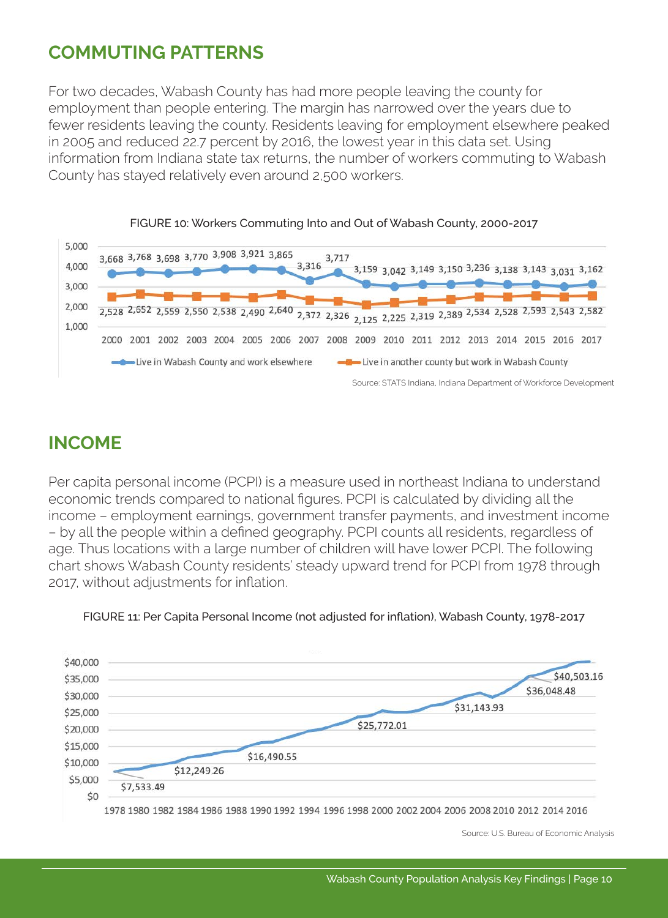## COMMUTING PATTERNS

For two decades, Wabash County has had more people leaving the county for employment than people entering. The margin has narrowed over the years due to fewer residents leaving the county. Residents leaving for employment elsewhere peaked in 2005 and reduced 22.7 percent by 2016, the lowest year in this data set. Using information from Indiana state tax returns, the number of workers commuting to Wabash County has stayed relatively even around 2,500 workers.

FIGURE 10: Workers Commuting Into and Out of Wabash County, 2000-2017

| Year | Live in Wabash County and work elsewhere | Live in another county but work in Wabash County |
|---|---|---|
| 2000 | 3,668 | 2,528 |
| 2001 | 3,768 | 2,652 |
| 2002 | 3,698 | 2,559 |
| 2003 | 3,770 | 2,550 |
| 2004 | 3,908 | 2,538 |
| 2005 | 3,921 | 2,490 |
| 2006 | 3,865 | 2,640 |
| 2007 | 3,316 | 2,372 |
| 2008 | 3,717 | 2,326 |
| 2009 | 3,159 | 2,125 |
| 2010 | 3,042 | 2,225 |
| 2011 | 3,149 | 2,319 |
| 2012 | 3,150 | 2,389 |
| 2013 | 3,236 | 2,534 |
| 2014 | 3,138 | 2,528 |
| 2015 | 3,143 | 2,593 |
| 2016 | 3,031 | 2,543 |
| 2017 | 3,162 | 2,582 |

Source: STATS Indiana, Indiana Department of Workforce Development

## INCOME

Per capita personal income (PCPI) is a measure used in northeast Indiana to understand economic trends compared to national figures. PCPI is calculated by dividing all the income – employment earnings, government transfer payments, and investment income – by all the people within a defined geography. PCPI counts all residents, regardless of age. Thus locations with a large number of children will have lower PCPI. The following chart shows Wabash County residents' steady upward trend for PCPI from 1978 through 2017, without adjustments for inflation.

FIGURE 11: Per Capita Personal Income (not adjusted for inflation), Wabash County, 1978-2017

Labeled values: $7,533.49; $12,249.26; $16,490.55; $25,772.01; $31,143.93; $36,048.48; $40,503.16

Source: U.S. Bureau of Economic Analysis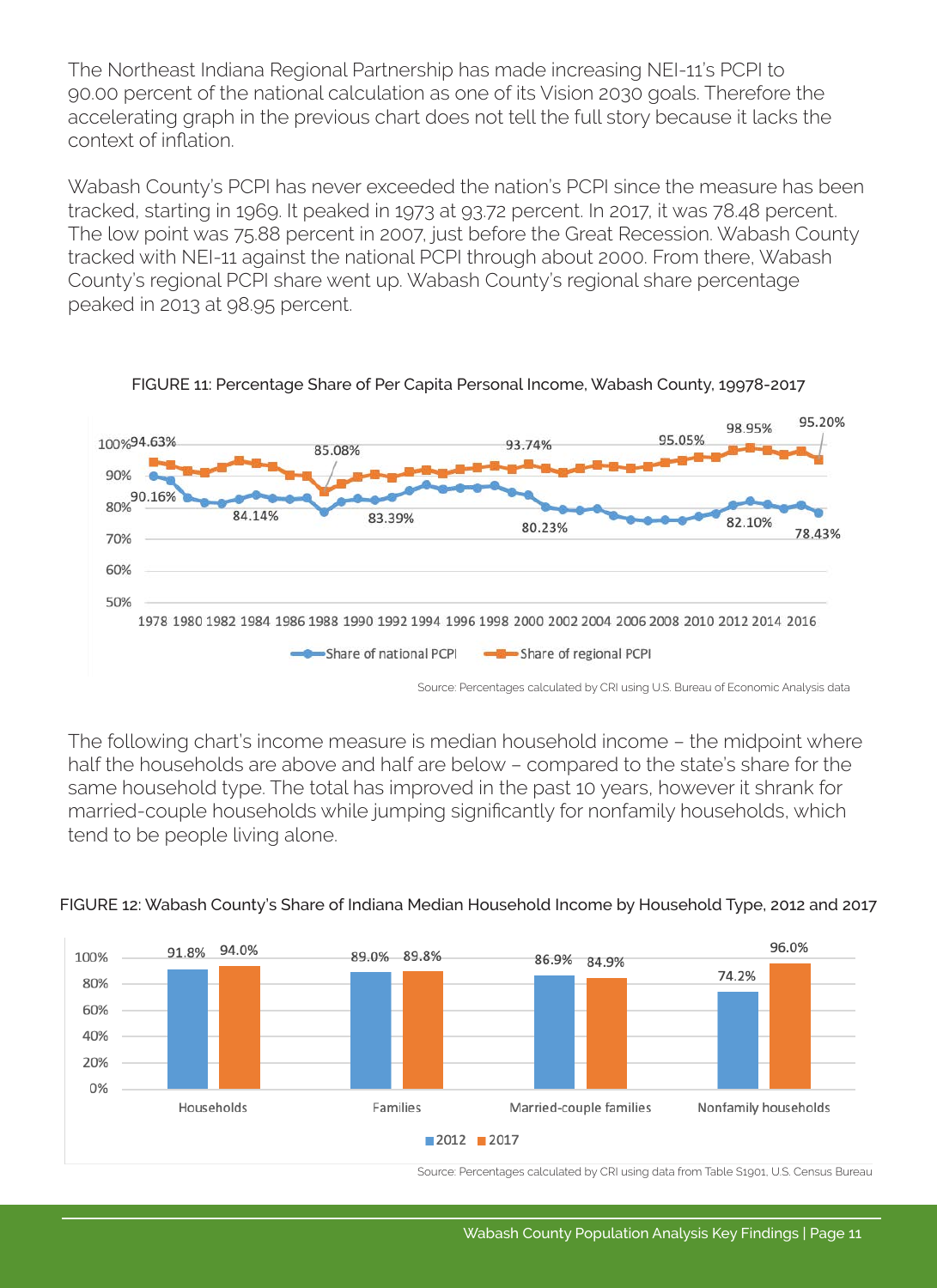The Northeast Indiana Regional Partnership has made increasing NEI-11's PCPI to 90.00 percent of the national calculation as one of its Vision 2030 goals. Therefore the accelerating graph in the previous chart does not tell the full story because it lacks the context of inflation.

Wabash County's PCPI has never exceeded the nation's PCPI since the measure has been tracked, starting in 1969. It peaked in 1973 at 93.72 percent. In 2017, it was 78.48 percent. The low point was 75.88 percent in 2007, just before the Great Recession. Wabash County tracked with NEI-11 against the national PCPI through about 2000. From there, Wabash County's regional PCPI share went up. Wabash County's regional share percentage peaked in 2013 at 98.95 percent.

FIGURE 11: Percentage Share of Per Capita Personal Income, Wabash County, 19978-2017

Source: Percentages calculated by CRI using U.S. Bureau of Economic Analysis data

The following chart's income measure is median household income – the midpoint where half the households are above and half are below – compared to the state's share for the same household type. The total has improved in the past 10 years, however it shrank for married-couple households while jumping significantly for nonfamily households, which tend to be people living alone.

FIGURE 12: Wabash County's Share of Indiana Median Household Income by Household Type, 2012 and 2017

| | 2012 | 2017 |
|---|---|---|
| Households | 91.8% | 94.0% |
| Families | 89.0% | 89.8% |
| Married-couple families | 86.9% | 84.9% |
| Nonfamily households | 74.2% | 96.0% |

Source: Percentages calculated by CRI using data from Table S1901, U.S. Census Bureau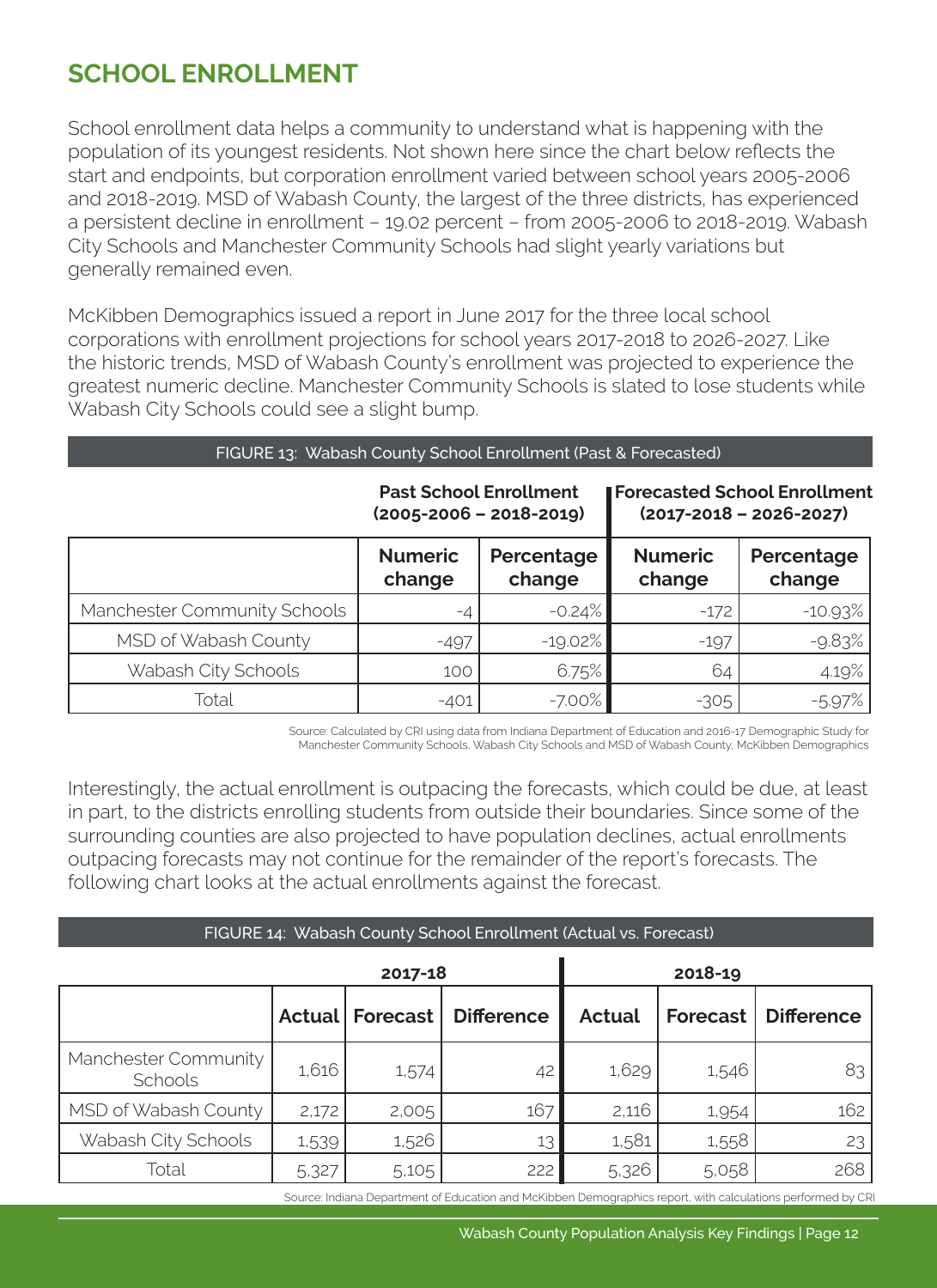## SCHOOL ENROLLMENT

School enrollment data helps a community to understand what is happening with the population of its youngest residents. Not shown here since the chart below reflects the start and endpoints, but corporation enrollment varied between school years 2005-2006 and 2018-2019. MSD of Wabash County, the largest of the three districts, has experienced a persistent decline in enrollment – 19.02 percent – from 2005-2006 to 2018-2019. Wabash City Schools and Manchester Community Schools had slight yearly variations but generally remained even.

McKibben Demographics issued a report in June 2017 for the three local school corporations with enrollment projections for school years 2017-2018 to 2026-2027. Like the historic trends, MSD of Wabash County's enrollment was projected to experience the greatest numeric decline. Manchester Community Schools is slated to lose students while Wabash City Schools could see a slight bump.

FIGURE 13: Wabash County School Enrollment (Past & Forecasted)

| | Past School Enrollment (2005-2006 – 2018-2019) | | Forecasted School Enrollment (2017-2018 – 2026-2027) | |
|---|---|---|---|---|
| | Numeric change | Percentage change | Numeric change | Percentage change |
| Manchester Community Schools | -4 | -0.24% | -172 | -10.93% |
| MSD of Wabash County | -497 | -19.02% | -197 | -9.83% |
| Wabash City Schools | 100 | 6.75% | 64 | 4.19% |
| Total | -401 | -7.00% | -305 | -5.97% |

Source: Calculated by CRI using data from Indiana Department of Education and 2016-17 Demographic Study for Manchester Community Schools, Wabash City Schools and MSD of Wabash County, McKibben Demographics

Interestingly, the actual enrollment is outpacing the forecasts, which could be due, at least in part, to the districts enrolling students from outside their boundaries. Since some of the surrounding counties are also projected to have population declines, actual enrollments outpacing forecasts may not continue for the remainder of the report's forecasts. The following chart looks at the actual enrollments against the forecast.

FIGURE 14: Wabash County School Enrollment (Actual vs. Forecast)

| | 2017-18 | | | 2018-19 | | |
|---|---|---|---|---|---|---|
| | Actual | Forecast | Difference | Actual | Forecast | Difference |
| Manchester Community Schools | 1,616 | 1,574 | 42 | 1,629 | 1,546 | 83 |
| MSD of Wabash County | 2,172 | 2,005 | 167 | 2,116 | 1,954 | 162 |
| Wabash City Schools | 1,539 | 1,526 | 13 | 1,581 | 1,558 | 23 |
| Total | 5,327 | 5,105 | 222 | 5,326 | 5,058 | 268 |

Source: Indiana Department of Education and McKibben Demographics report, with calculations performed by CRI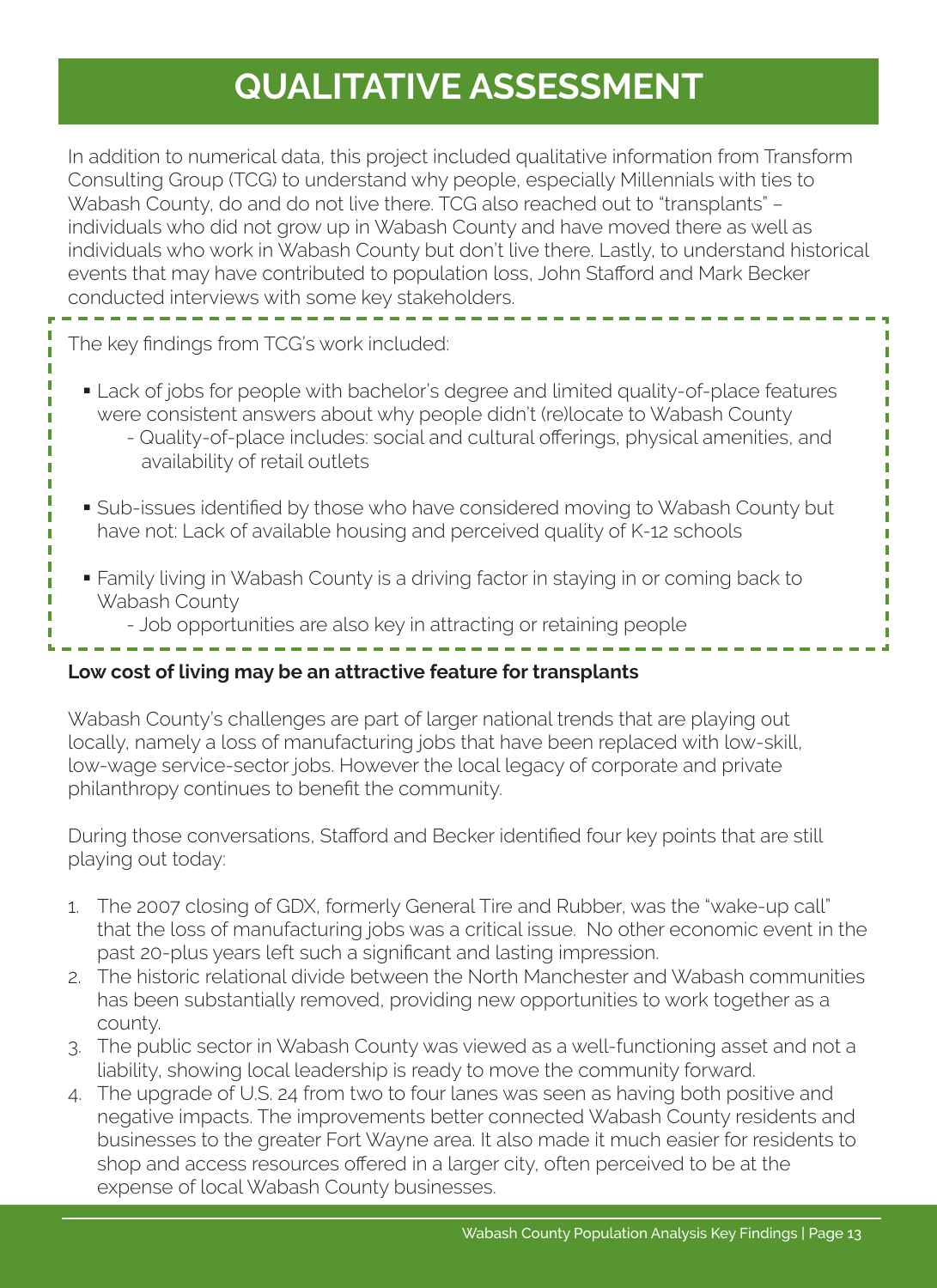# QUALITATIVE ASSESSMENT

In addition to numerical data, this project included qualitative information from Transform Consulting Group (TCG) to understand why people, especially Millennials with ties to Wabash County, do and do not live there. TCG also reached out to "transplants" – individuals who did not grow up in Wabash County and have moved there as well as individuals who work in Wabash County but don't live there. Lastly, to understand historical events that may have contributed to population loss, John Stafford and Mark Becker conducted interviews with some key stakeholders.

The key findings from TCG's work included:

- Lack of jobs for people with bachelor's degree and limited quality-of-place features were consistent answers about why people didn't (re)locate to Wabash County
  - Quality-of-place includes: social and cultural offerings, physical amenities, and availability of retail outlets
- Sub-issues identified by those who have considered moving to Wabash County but have not: Lack of available housing and perceived quality of K-12 schools
- Family living in Wabash County is a driving factor in staying in or coming back to Wabash County
  - Job opportunities are also key in attracting or retaining people

**Low cost of living may be an attractive feature for transplants**

Wabash County's challenges are part of larger national trends that are playing out locally, namely a loss of manufacturing jobs that have been replaced with low-skill, low-wage service-sector jobs. However the local legacy of corporate and private philanthropy continues to benefit the community.

During those conversations, Stafford and Becker identified four key points that are still playing out today:

1. The 2007 closing of GDX, formerly General Tire and Rubber, was the "wake-up call" that the loss of manufacturing jobs was a critical issue. No other economic event in the past 20-plus years left such a significant and lasting impression.
2. The historic relational divide between the North Manchester and Wabash communities has been substantially removed, providing new opportunities to work together as a county.
3. The public sector in Wabash County was viewed as a well-functioning asset and not a liability, showing local leadership is ready to move the community forward.
4. The upgrade of U.S. 24 from two to four lanes was seen as having both positive and negative impacts. The improvements better connected Wabash County residents and businesses to the greater Fort Wayne area. It also made it much easier for residents to shop and access resources offered in a larger city, often perceived to be at the expense of local Wabash County businesses.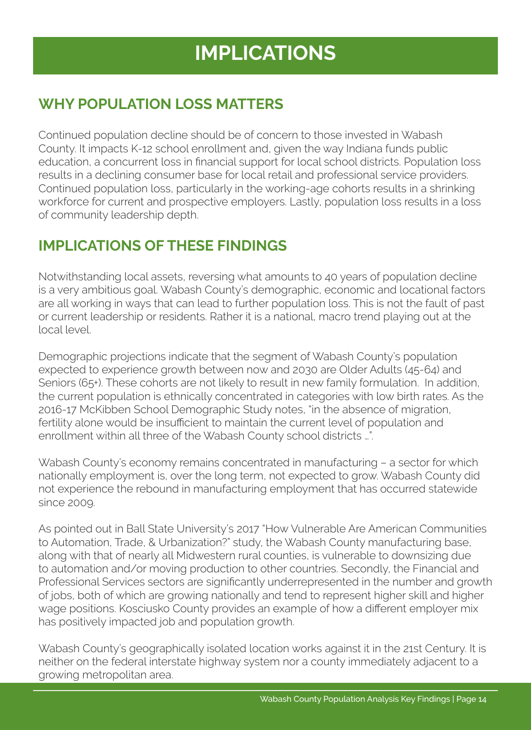# IMPLICATIONS

## WHY POPULATION LOSS MATTERS

Continued population decline should be of concern to those invested in Wabash County. It impacts K-12 school enrollment and, given the way Indiana funds public education, a concurrent loss in financial support for local school districts. Population loss results in a declining consumer base for local retail and professional service providers. Continued population loss, particularly in the working-age cohorts results in a shrinking workforce for current and prospective employers. Lastly, population loss results in a loss of community leadership depth.

## IMPLICATIONS OF THESE FINDINGS

Notwithstanding local assets, reversing what amounts to 40 years of population decline is a very ambitious goal. Wabash County's demographic, economic and locational factors are all working in ways that can lead to further population loss. This is not the fault of past or current leadership or residents. Rather it is a national, macro trend playing out at the local level.

Demographic projections indicate that the segment of Wabash County's population expected to experience growth between now and 2030 are Older Adults (45-64) and Seniors (65+). These cohorts are not likely to result in new family formulation. In addition, the current population is ethnically concentrated in categories with low birth rates. As the 2016-17 McKibben School Demographic Study notes, "in the absence of migration, fertility alone would be insufficient to maintain the current level of population and enrollment within all three of the Wabash County school districts …".

Wabash County's economy remains concentrated in manufacturing – a sector for which nationally employment is, over the long term, not expected to grow. Wabash County did not experience the rebound in manufacturing employment that has occurred statewide since 2009.

As pointed out in Ball State University's 2017 "How Vulnerable Are American Communities to Automation, Trade, & Urbanization?" study, the Wabash County manufacturing base, along with that of nearly all Midwestern rural counties, is vulnerable to downsizing due to automation and/or moving production to other countries. Secondly, the Financial and Professional Services sectors are significantly underrepresented in the number and growth of jobs, both of which are growing nationally and tend to represent higher skill and higher wage positions. Kosciusko County provides an example of how a different employer mix has positively impacted job and population growth.

Wabash County's geographically isolated location works against it in the 21st Century. It is neither on the federal interstate highway system nor a county immediately adjacent to a growing metropolitan area.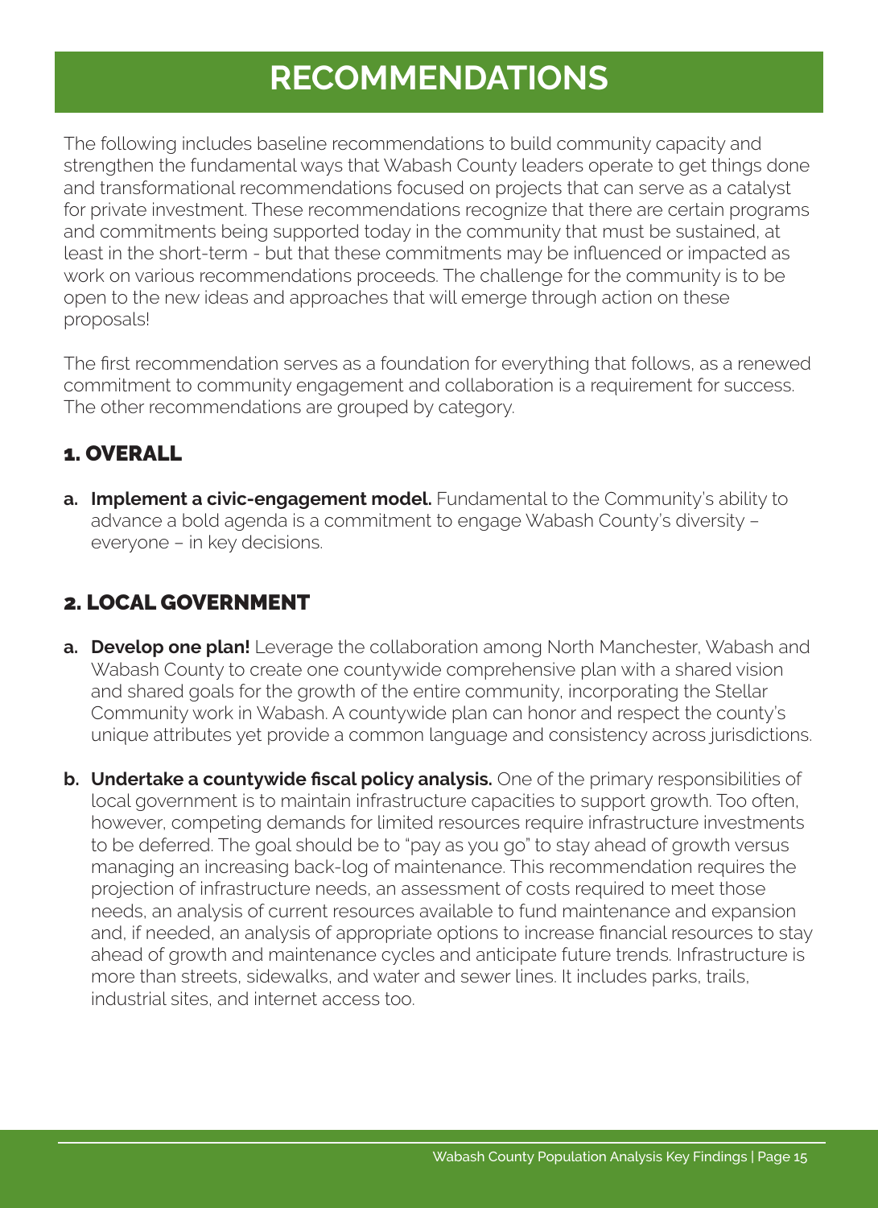# RECOMMENDATIONS

The following includes baseline recommendations to build community capacity and strengthen the fundamental ways that Wabash County leaders operate to get things done and transformational recommendations focused on projects that can serve as a catalyst for private investment. These recommendations recognize that there are certain programs and commitments being supported today in the community that must be sustained, at least in the short-term - but that these commitments may be influenced or impacted as work on various recommendations proceeds. The challenge for the community is to be open to the new ideas and approaches that will emerge through action on these proposals!

The first recommendation serves as a foundation for everything that follows, as a renewed commitment to community engagement and collaboration is a requirement for success. The other recommendations are grouped by category.

## 1. OVERALL

a. **Implement a civic-engagement model.** Fundamental to the Community's ability to advance a bold agenda is a commitment to engage Wabash County's diversity – everyone – in key decisions.

## 2. LOCAL GOVERNMENT

a. **Develop one plan!** Leverage the collaboration among North Manchester, Wabash and Wabash County to create one countywide comprehensive plan with a shared vision and shared goals for the growth of the entire community, incorporating the Stellar Community work in Wabash. A countywide plan can honor and respect the county's unique attributes yet provide a common language and consistency across jurisdictions.

b. **Undertake a countywide fiscal policy analysis.** One of the primary responsibilities of local government is to maintain infrastructure capacities to support growth. Too often, however, competing demands for limited resources require infrastructure investments to be deferred. The goal should be to "pay as you go" to stay ahead of growth versus managing an increasing back-log of maintenance. This recommendation requires the projection of infrastructure needs, an assessment of costs required to meet those needs, an analysis of current resources available to fund maintenance and expansion and, if needed, an analysis of appropriate options to increase financial resources to stay ahead of growth and maintenance cycles and anticipate future trends. Infrastructure is more than streets, sidewalks, and water and sewer lines. It includes parks, trails, industrial sites, and internet access too.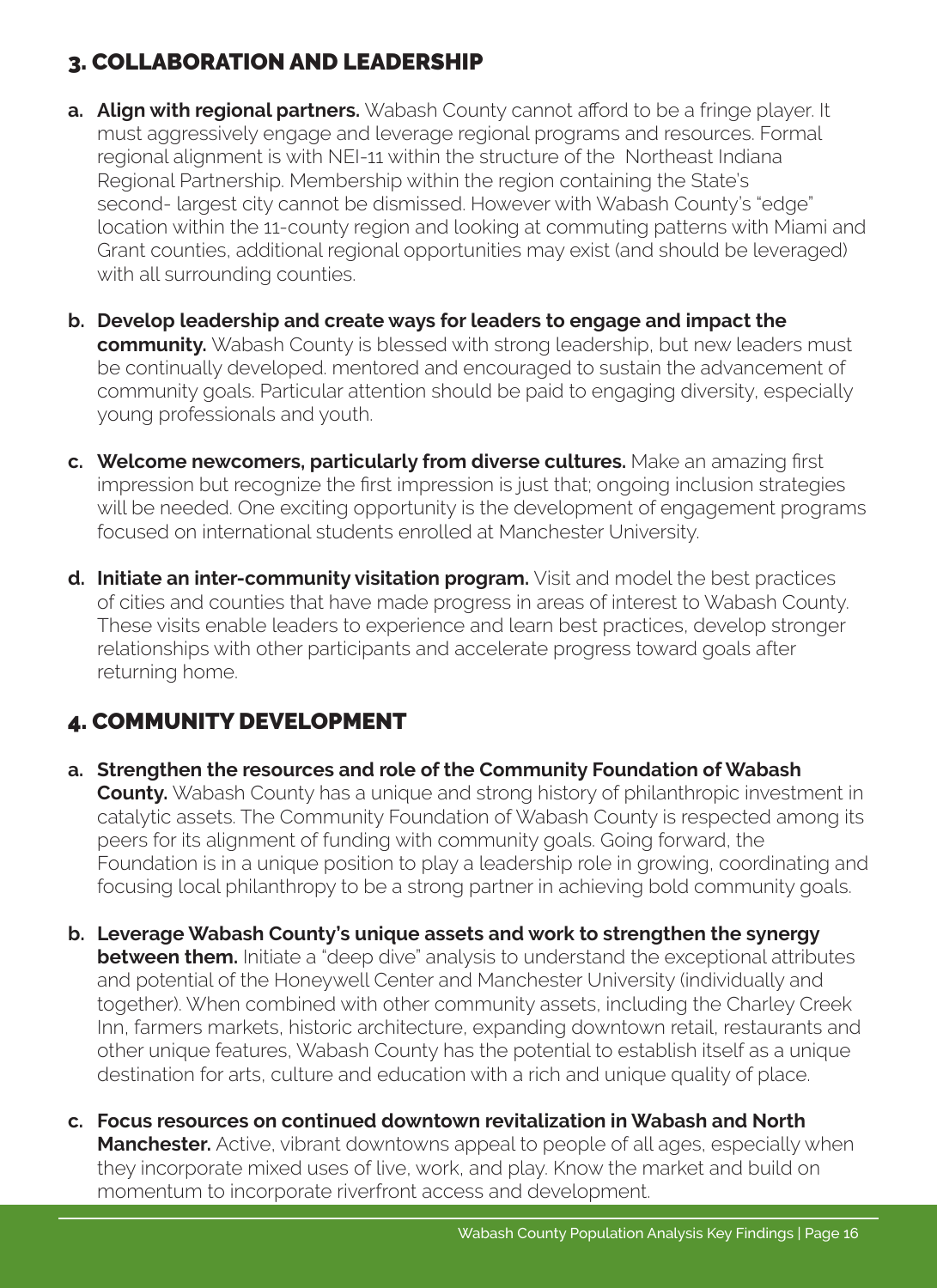## 3. COLLABORATION AND LEADERSHIP

a. **Align with regional partners.** Wabash County cannot afford to be a fringe player. It must aggressively engage and leverage regional programs and resources. Formal regional alignment is with NEI-11 within the structure of the Northeast Indiana Regional Partnership. Membership within the region containing the State's second- largest city cannot be dismissed. However with Wabash County's "edge" location within the 11-county region and looking at commuting patterns with Miami and Grant counties, additional regional opportunities may exist (and should be leveraged) with all surrounding counties.

b. **Develop leadership and create ways for leaders to engage and impact the community.** Wabash County is blessed with strong leadership, but new leaders must be continually developed. mentored and encouraged to sustain the advancement of community goals. Particular attention should be paid to engaging diversity, especially young professionals and youth.

c. **Welcome newcomers, particularly from diverse cultures.** Make an amazing first impression but recognize the first impression is just that; ongoing inclusion strategies will be needed. One exciting opportunity is the development of engagement programs focused on international students enrolled at Manchester University.

d. **Initiate an inter-community visitation program.** Visit and model the best practices of cities and counties that have made progress in areas of interest to Wabash County. These visits enable leaders to experience and learn best practices, develop stronger relationships with other participants and accelerate progress toward goals after returning home.

## 4. COMMUNITY DEVELOPMENT

a. **Strengthen the resources and role of the Community Foundation of Wabash County.** Wabash County has a unique and strong history of philanthropic investment in catalytic assets. The Community Foundation of Wabash County is respected among its peers for its alignment of funding with community goals. Going forward, the Foundation is in a unique position to play a leadership role in growing, coordinating and focusing local philanthropy to be a strong partner in achieving bold community goals.

b. **Leverage Wabash County's unique assets and work to strengthen the synergy between them.** Initiate a "deep dive" analysis to understand the exceptional attributes and potential of the Honeywell Center and Manchester University (individually and together). When combined with other community assets, including the Charley Creek Inn, farmers markets, historic architecture, expanding downtown retail, restaurants and other unique features, Wabash County has the potential to establish itself as a unique destination for arts, culture and education with a rich and unique quality of place.

c. **Focus resources on continued downtown revitalization in Wabash and North Manchester.** Active, vibrant downtowns appeal to people of all ages, especially when they incorporate mixed uses of live, work, and play. Know the market and build on momentum to incorporate riverfront access and development.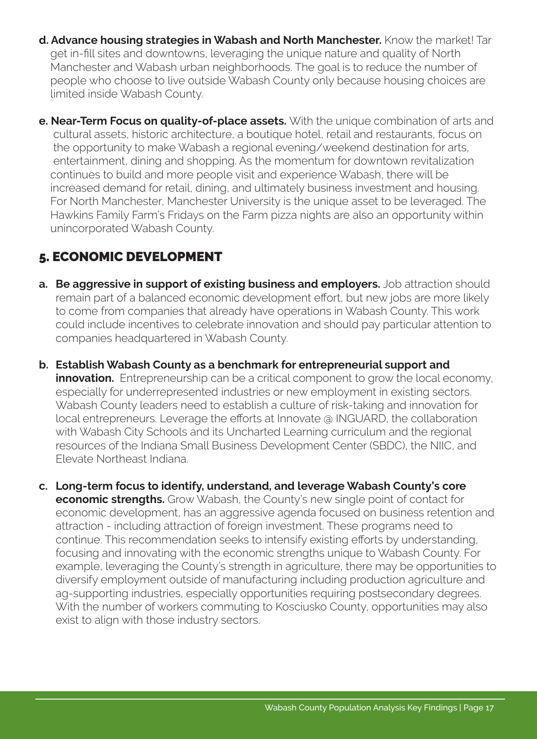**d. Advance housing strategies in Wabash and North Manchester.** Know the market! Target in-fill sites and downtowns, leveraging the unique nature and quality of North Manchester and Wabash urban neighborhoods. The goal is to reduce the number of people who choose to live outside Wabash County only because housing choices are limited inside Wabash County.

**e. Near-Term Focus on quality-of-place assets.** With the unique combination of arts and cultural assets, historic architecture, a boutique hotel, retail and restaurants, focus on the opportunity to make Wabash a regional evening/weekend destination for arts, entertainment, dining and shopping. As the momentum for downtown revitalization continues to build and more people visit and experience Wabash, there will be increased demand for retail, dining, and ultimately business investment and housing. For North Manchester, Manchester University is the unique asset to be leveraged. The Hawkins Family Farm's Fridays on the Farm pizza nights are also an opportunity within unincorporated Wabash County.

## 5. ECONOMIC DEVELOPMENT

a. **Be aggressive in support of existing business and employers.** Job attraction should remain part of a balanced economic development effort, but new jobs are more likely to come from companies that already have operations in Wabash County. This work could include incentives to celebrate innovation and should pay particular attention to companies headquartered in Wabash County.

b. **Establish Wabash County as a benchmark for entrepreneurial support and innovation.** Entrepreneurship can be a critical component to grow the local economy, especially for underrepresented industries or new employment in existing sectors. Wabash County leaders need to establish a culture of risk-taking and innovation for local entrepreneurs. Leverage the efforts at Innovate @ INGUARD, the collaboration with Wabash City Schools and its Uncharted Learning curriculum and the regional resources of the Indiana Small Business Development Center (SBDC), the NIIC, and Elevate Northeast Indiana.

c. **Long-term focus to identify, understand, and leverage Wabash County's core economic strengths.** Grow Wabash, the County's new single point of contact for economic development, has an aggressive agenda focused on business retention and attraction - including attraction of foreign investment. These programs need to continue. This recommendation seeks to intensify existing efforts by understanding, focusing and innovating with the economic strengths unique to Wabash County. For example, leveraging the County's strength in agriculture, there may be opportunities to diversify employment outside of manufacturing including production agriculture and ag-supporting industries, especially opportunities requiring postsecondary degrees. With the number of workers commuting to Kosciusko County, opportunities may also exist to align with those industry sectors.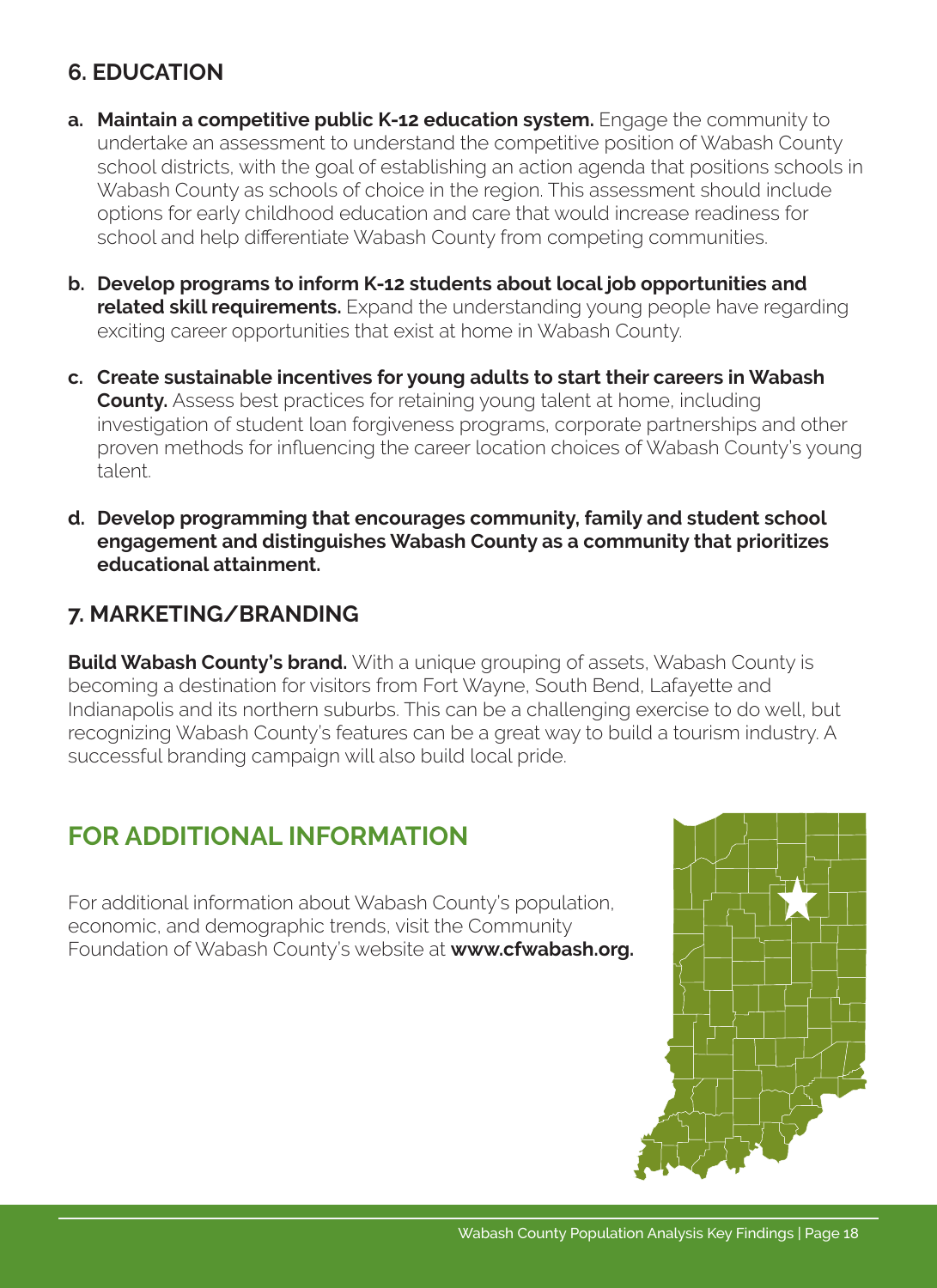## 6. EDUCATION

a. **Maintain a competitive public K-12 education system.** Engage the community to undertake an assessment to understand the competitive position of Wabash County school districts, with the goal of establishing an action agenda that positions schools in Wabash County as schools of choice in the region. This assessment should include options for early childhood education and care that would increase readiness for school and help differentiate Wabash County from competing communities.

b. **Develop programs to inform K-12 students about local job opportunities and related skill requirements.** Expand the understanding young people have regarding exciting career opportunities that exist at home in Wabash County.

c. **Create sustainable incentives for young adults to start their careers in Wabash County.** Assess best practices for retaining young talent at home, including investigation of student loan forgiveness programs, corporate partnerships and other proven methods for influencing the career location choices of Wabash County's young talent.

d. **Develop programming that encourages community, family and student school engagement and distinguishes Wabash County as a community that prioritizes educational attainment.**

## 7. MARKETING/BRANDING

**Build Wabash County's brand.** With a unique grouping of assets, Wabash County is becoming a destination for visitors from Fort Wayne, South Bend, Lafayette and Indianapolis and its northern suburbs. This can be a challenging exercise to do well, but recognizing Wabash County's features can be a great way to build a tourism industry. A successful branding campaign will also build local pride.

# FOR ADDITIONAL INFORMATION

For additional information about Wabash County's population, economic, and demographic trends, visit the Community Foundation of Wabash County's website at **www.cfwabash.org.**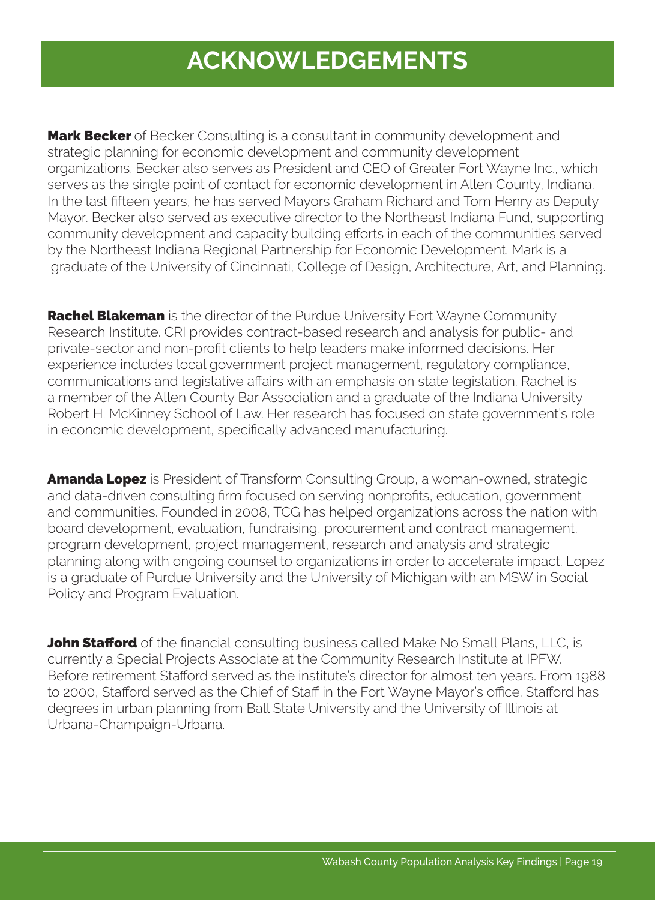# ACKNOWLEDGEMENTS

**Mark Becker** of Becker Consulting is a consultant in community development and strategic planning for economic development and community development organizations. Becker also serves as President and CEO of Greater Fort Wayne Inc., which serves as the single point of contact for economic development in Allen County, Indiana. In the last fifteen years, he has served Mayors Graham Richard and Tom Henry as Deputy Mayor. Becker also served as executive director to the Northeast Indiana Fund, supporting community development and capacity building efforts in each of the communities served by the Northeast Indiana Regional Partnership for Economic Development. Mark is a graduate of the University of Cincinnati, College of Design, Architecture, Art, and Planning.

**Rachel Blakeman** is the director of the Purdue University Fort Wayne Community Research Institute. CRI provides contract-based research and analysis for public- and private-sector and non-profit clients to help leaders make informed decisions. Her experience includes local government project management, regulatory compliance, communications and legislative affairs with an emphasis on state legislation. Rachel is a member of the Allen County Bar Association and a graduate of the Indiana University Robert H. McKinney School of Law. Her research has focused on state government's role in economic development, specifically advanced manufacturing.

**Amanda Lopez** is President of Transform Consulting Group, a woman-owned, strategic and data-driven consulting firm focused on serving nonprofits, education, government and communities. Founded in 2008, TCG has helped organizations across the nation with board development, evaluation, fundraising, procurement and contract management, program development, project management, research and analysis and strategic planning along with ongoing counsel to organizations in order to accelerate impact. Lopez is a graduate of Purdue University and the University of Michigan with an MSW in Social Policy and Program Evaluation.

**John Stafford** of the financial consulting business called Make No Small Plans, LLC, is currently a Special Projects Associate at the Community Research Institute at IPFW. Before retirement Stafford served as the institute's director for almost ten years. From 1988 to 2000, Stafford served as the Chief of Staff in the Fort Wayne Mayor's office. Stafford has degrees in urban planning from Ball State University and the University of Illinois at Urbana-Champaign-Urbana.